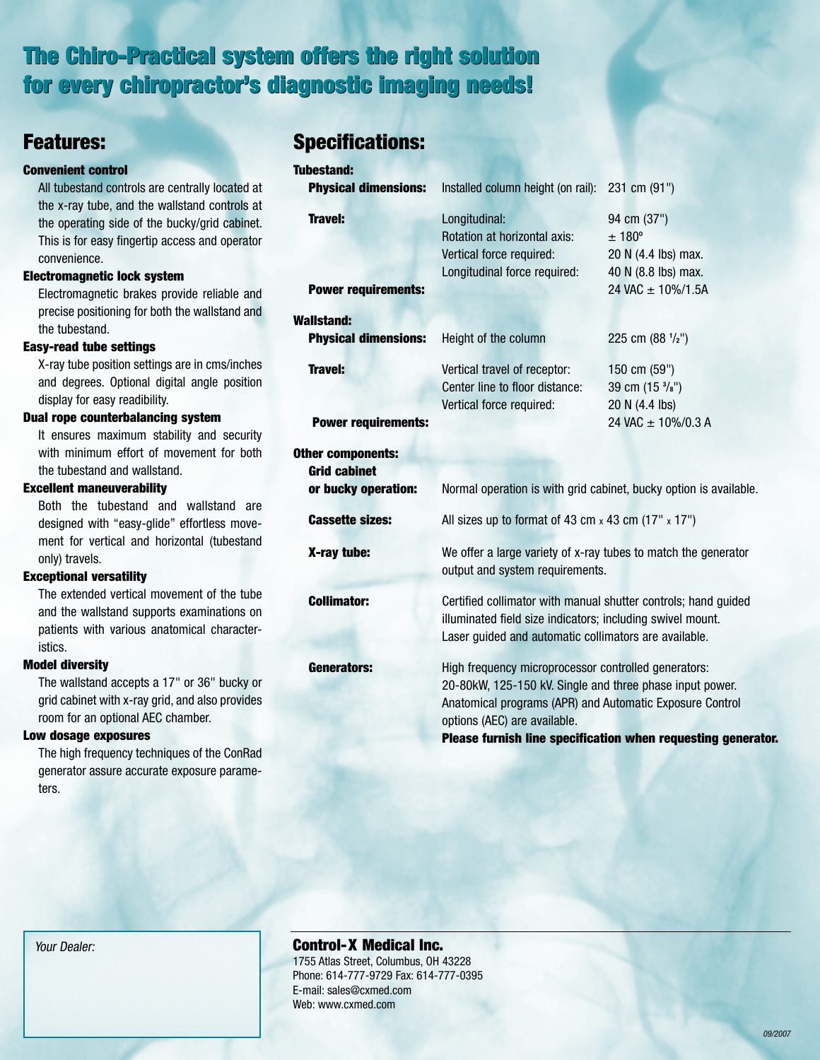# The Chiro-Practical system offers the right solution for every chiropractor's diagnostic imaging needs!

## Features:

**Convenient control**

All tubestand controls are centrally located at the x-ray tube, and the wallstand controls at the operating side of the bucky/grid cabinet. This is for easy fingertip access and operator convenience.

**Electromagnetic lock system**

Electromagnetic brakes provide reliable and precise positioning for both the wallstand and the tubestand.

**Easy-read tube settings**

X-ray tube position settings are in cms/inches and degrees. Optional digital angle position display for easy readibility.

**Dual rope counterbalancing system**

It ensures maximum stability and security with minimum effort of movement for both the tubestand and wallstand.

**Excellent maneuverability**

Both the tubestand and wallstand are designed with "easy-glide" effortless movement for vertical and horizontal (tubestand only) travels.

**Exceptional versatility**

The extended vertical movement of the tube and the wallstand supports examinations on patients with various anatomical characteristics.

**Model diversity**

The wallstand accepts a 17" or 36" bucky or grid cabinet with x-ray grid, and also provides room for an optional AEC chamber.

**Low dosage exposures**

The high frequency techniques of the ConRad generator assure accurate exposure parameters.

## Specifications:

**Tubestand:**

| | | |
|---|---|---|
| **Physical dimensions:** | Installed column height (on rail): | 231 cm (91") |
| **Travel:** | Longitudinal: | 94 cm (37") |
| | Rotation at horizontal axis: | ± 180° |
| | Vertical force required: | 20 N (4.4 lbs) max. |
| | Longitudinal force required: | 40 N (8.8 lbs) max. |
| **Power requirements:** | | 24 VAC ± 10%/1.5A |

**Wallstand:**

| | | |
|---|---|---|
| **Physical dimensions:** | Height of the column | 225 cm (88 ½") |
| **Travel:** | Vertical travel of receptor: | 150 cm (59") |
| | Center line to floor distance: | 39 cm (15 ⅜") |
| | Vertical force required: | 20 N (4.4 lbs) |
| **Power requirements:** | | 24 VAC ± 10%/0.3 A |

**Other components:**

**Grid cabinet or bucky operation:** Normal operation is with grid cabinet, bucky option is available.

**Cassette sizes:** All sizes up to format of 43 cm x 43 cm (17" x 17")

**X-ray tube:** We offer a large variety of x-ray tubes to match the generator output and system requirements.

**Collimator:** Certified collimator with manual shutter controls; hand guided illuminated field size indicators; including swivel mount. Laser guided and automatic collimators are available.

**Generators:** High frequency microprocessor controlled generators: 20-80kW, 125-150 kV. Single and three phase input power. Anatomical programs (APR) and Automatic Exposure Control options (AEC) are available.
**Please furnish line specification when requesting generator.**

*Your Dealer:*

**Control-X Medical Inc.**
1755 Atlas Street, Columbus, OH 43228
Phone: 614-777-9729 Fax: 614-777-0395
E-mail: sales@cxmed.com
Web: www.cxmed.com

*09/2007*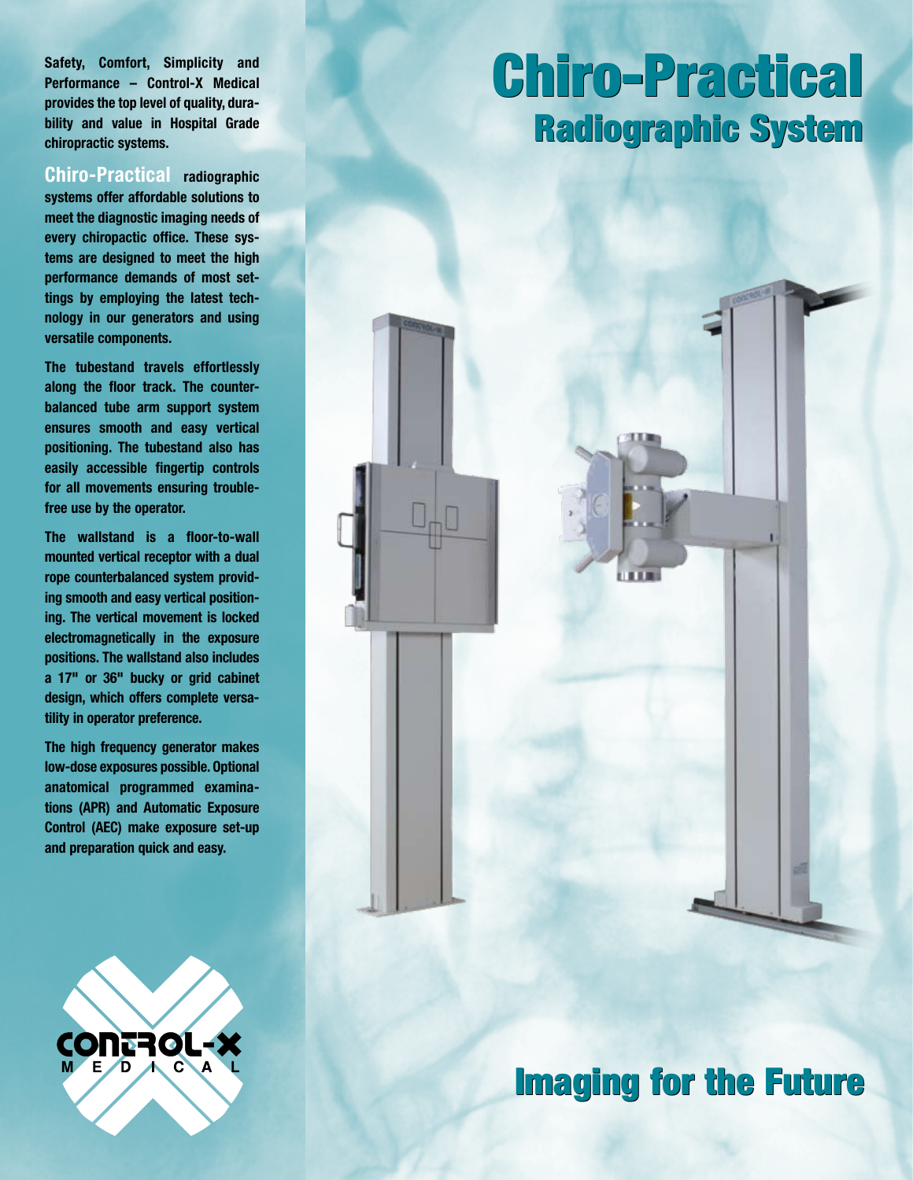# Chiro-Practical

## Radiographic System

**Safety, Comfort, Simplicity and Performance – Control-X Medical provides the top level of quality, durability and value in Hospital Grade chiropractic systems.**

**Chiro-Practical radiographic systems offer affordable solutions to meet the diagnostic imaging needs of every chiropactic office. These systems are designed to meet the high performance demands of most settings by employing the latest technology in our generators and using versatile components.**

**The tubestand travels effortlessly along the floor track. The counterbalanced tube arm support system ensures smooth and easy vertical positioning. The tubestand also has easily accessible fingertip controls for all movements ensuring trouble-free use by the operator.**

**The wallstand is a floor-to-wall mounted vertical receptor with a dual rope counterbalanced system providing smooth and easy vertical positioning. The vertical movement is locked electromagnetically in the exposure positions. The wallstand also includes a 17" or 36" bucky or grid cabinet design, which offers complete versatility in operator preference.**

**The high frequency generator makes low-dose exposures possible. Optional anatomical programmed examinations (APR) and Automatic Exposure Control (AEC) make exposure set-up and preparation quick and easy.**

CONTROL-X MEDICAL

## Imaging for the Future